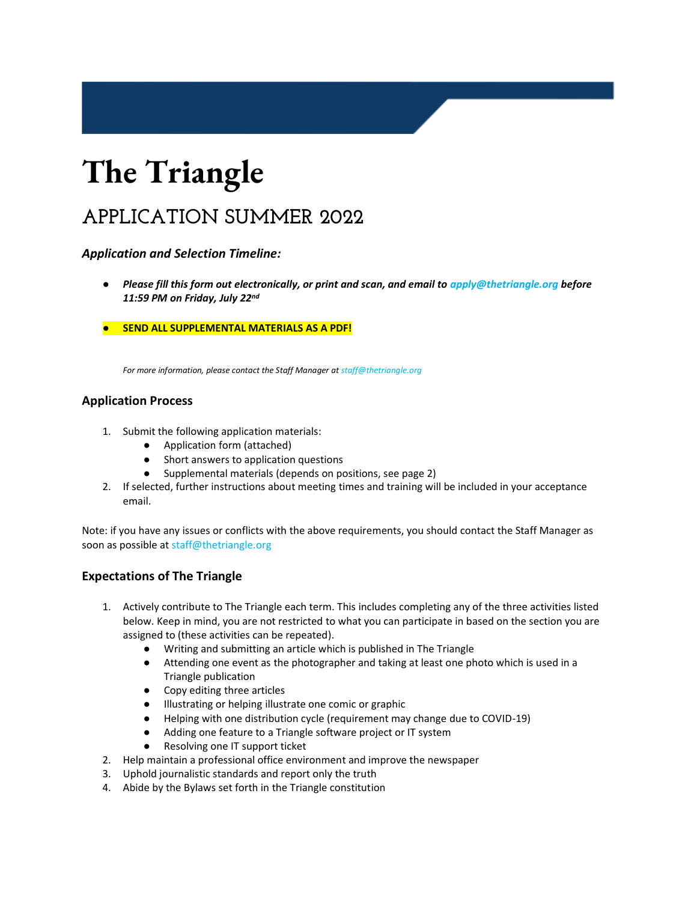# The Triangle

## APPLICATION SUMMER 2022

### *Application and Selection Timeline:*

- ***Please fill this form out electronically, or print and scan, and email to apply@thetriangle.org before 11:59 PM on Friday, July 22nd***

- **SEND ALL SUPPLEMENTAL MATERIALS AS A PDF!**

*For more information, please contact the Staff Manager at staff@thetriangle.org*

### Application Process

1. Submit the following application materials:
    - Application form (attached)
    - Short answers to application questions
    - Supplemental materials (depends on positions, see page 2)
2. If selected, further instructions about meeting times and training will be included in your acceptance email.

Note: if you have any issues or conflicts with the above requirements, you should contact the Staff Manager as soon as possible at staff@thetriangle.org

### Expectations of The Triangle

1. Actively contribute to The Triangle each term. This includes completing any of the three activities listed below. Keep in mind, you are not restricted to what you can participate in based on the section you are assigned to (these activities can be repeated).
    - Writing and submitting an article which is published in The Triangle
    - Attending one event as the photographer and taking at least one photo which is used in a Triangle publication
    - Copy editing three articles
    - Illustrating or helping illustrate one comic or graphic
    - Helping with one distribution cycle (requirement may change due to COVID-19)
    - Adding one feature to a Triangle software project or IT system
    - Resolving one IT support ticket
2. Help maintain a professional office environment and improve the newspaper
3. Uphold journalistic standards and report only the truth
4. Abide by the Bylaws set forth in the Triangle constitution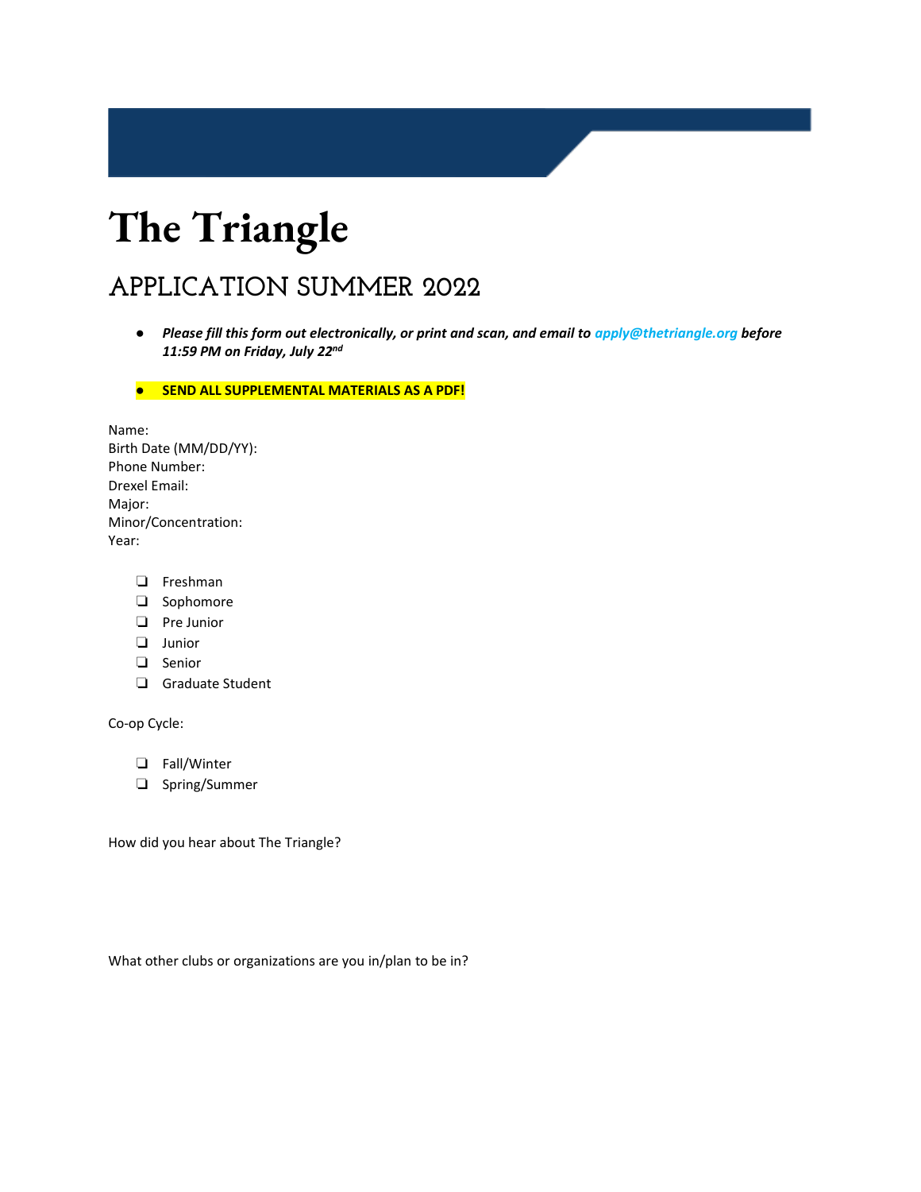# The Triangle

## APPLICATION SUMMER 2022

- ***Please fill this form out electronically, or print and scan, and email to apply@thetriangle.org before 11:59 PM on Friday, July 22nd***
- **SEND ALL SUPPLEMENTAL MATERIALS AS A PDF!**

Name:
Birth Date (MM/DD/YY):
Phone Number:
Drexel Email:
Major:
Minor/Concentration:
Year:

- ❏ Freshman
- ❏ Sophomore
- ❏ Pre Junior
- ❏ Junior
- ❏ Senior
- ❏ Graduate Student

Co-op Cycle:

- ❏ Fall/Winter
- ❏ Spring/Summer

How did you hear about The Triangle?

What other clubs or organizations are you in/plan to be in?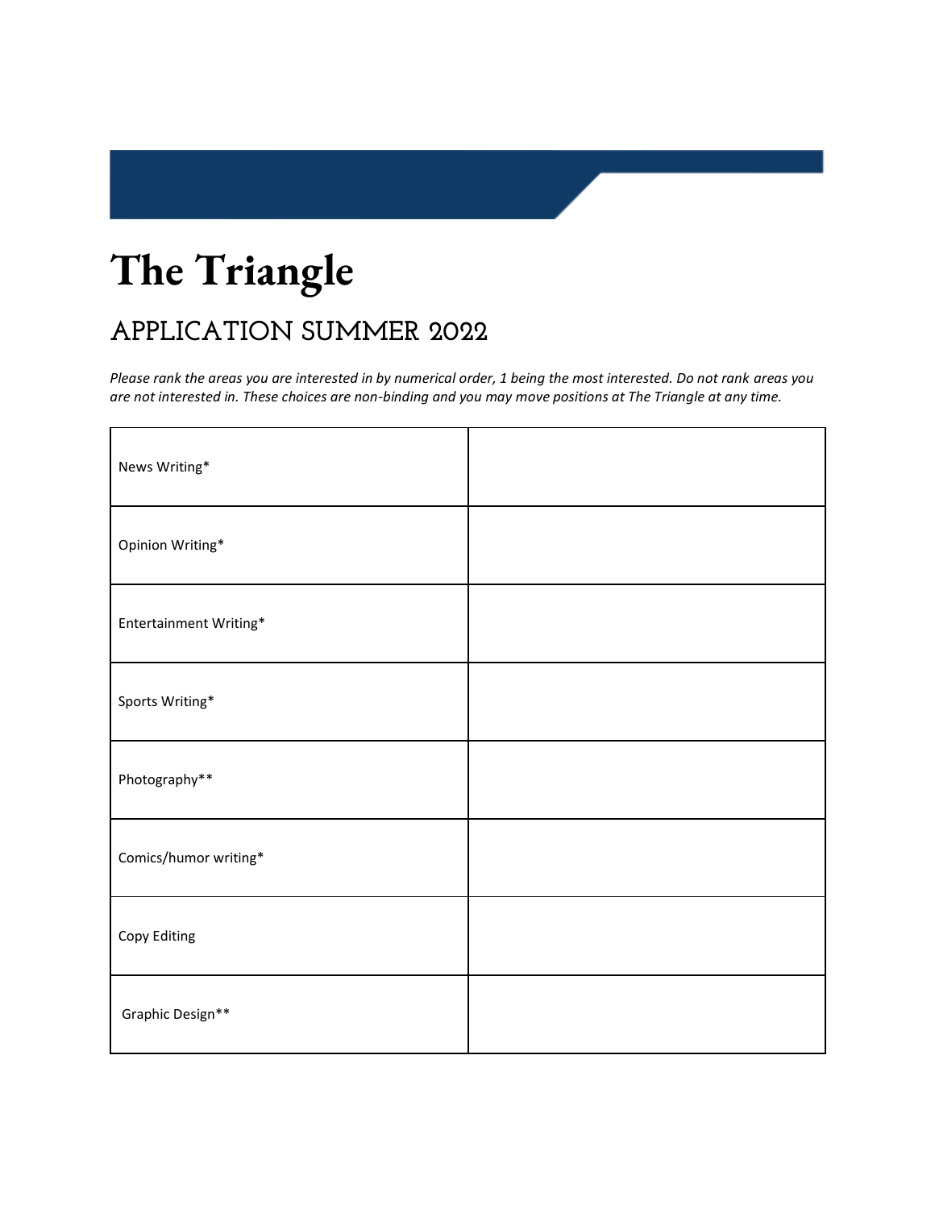# The Triangle

## APPLICATION SUMMER 2022

*Please rank the areas you are interested in by numerical order, 1 being the most interested. Do not rank areas you are not interested in. These choices are non-binding and you may move positions at The Triangle at any time.*

| | |
|---|---|
| News Writing* | |
| Opinion Writing* | |
| Entertainment Writing* | |
| Sports Writing* | |
| Photography** | |
| Comics/humor writing* | |
| Copy Editing | |
| Graphic Design** | |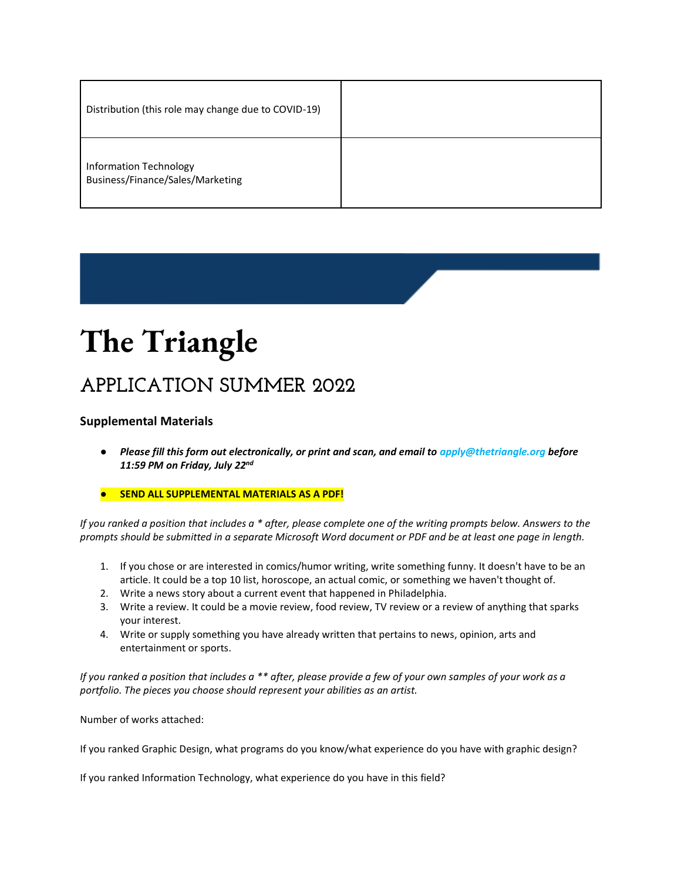| Distribution (this role may change due to COVID-19) | |
|---|---|
| Information Technology<br>Business/Finance/Sales/Marketing | |

# The Triangle

## APPLICATION SUMMER 2022

### Supplemental Materials

- ***Please fill this form out electronically, or print and scan, and email to apply@thetriangle.org before 11:59 PM on Friday, July 22nd***
- **SEND ALL SUPPLEMENTAL MATERIALS AS A PDF!**

*If you ranked a position that includes a * after, please complete one of the writing prompts below. Answers to the prompts should be submitted in a separate Microsoft Word document or PDF and be at least one page in length.*

1. If you chose or are interested in comics/humor writing, write something funny. It doesn't have to be an article. It could be a top 10 list, horoscope, an actual comic, or something we haven't thought of.
2. Write a news story about a current event that happened in Philadelphia.
3. Write a review. It could be a movie review, food review, TV review or a review of anything that sparks your interest.
4. Write or supply something you have already written that pertains to news, opinion, arts and entertainment or sports.

*If you ranked a position that includes a ** after, please provide a few of your own samples of your work as a portfolio. The pieces you choose should represent your abilities as an artist.*

Number of works attached:

If you ranked Graphic Design, what programs do you know/what experience do you have with graphic design?

If you ranked Information Technology, what experience do you have in this field?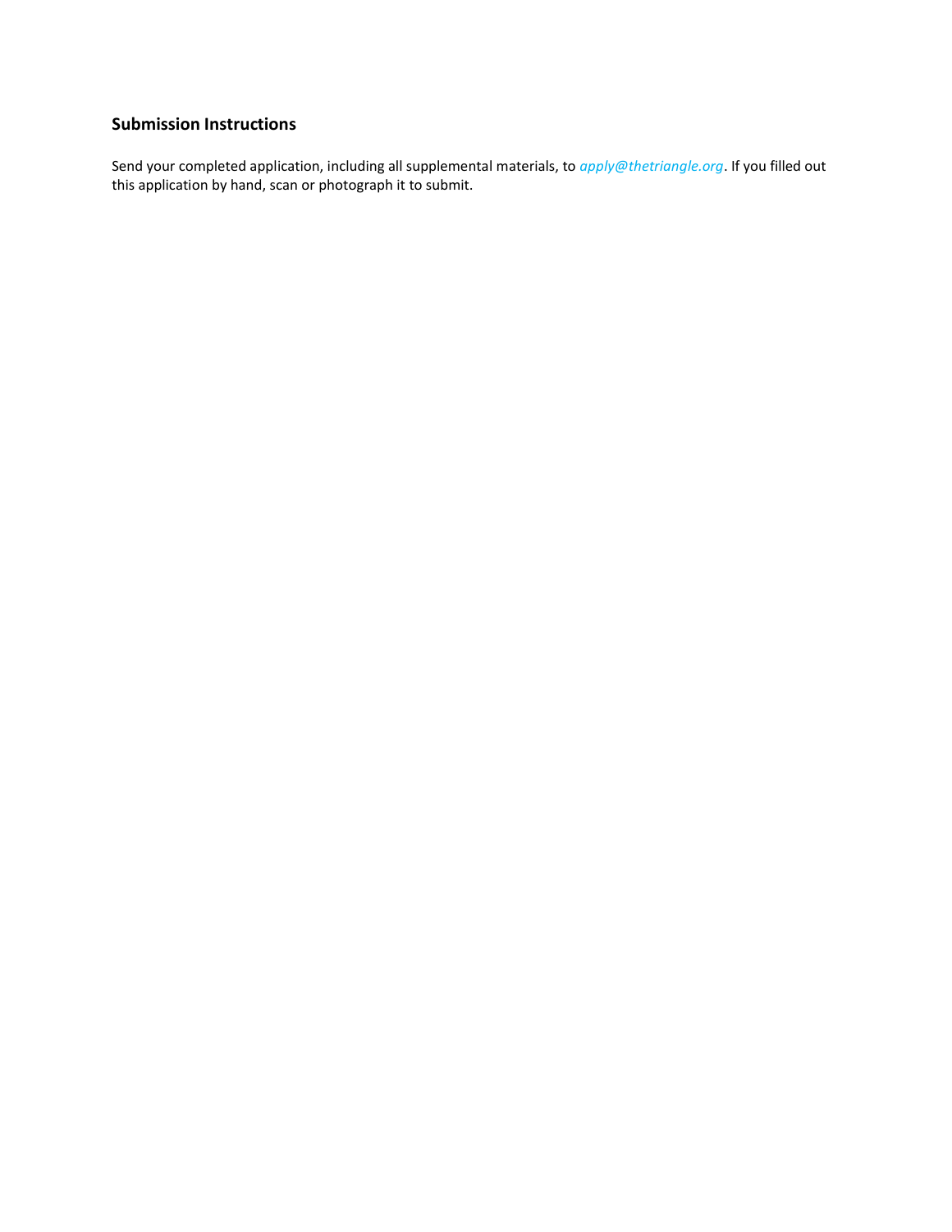### Submission Instructions

Send your completed application, including all supplemental materials, to *apply@thetriangle.org*. If you filled out this application by hand, scan or photograph it to submit.